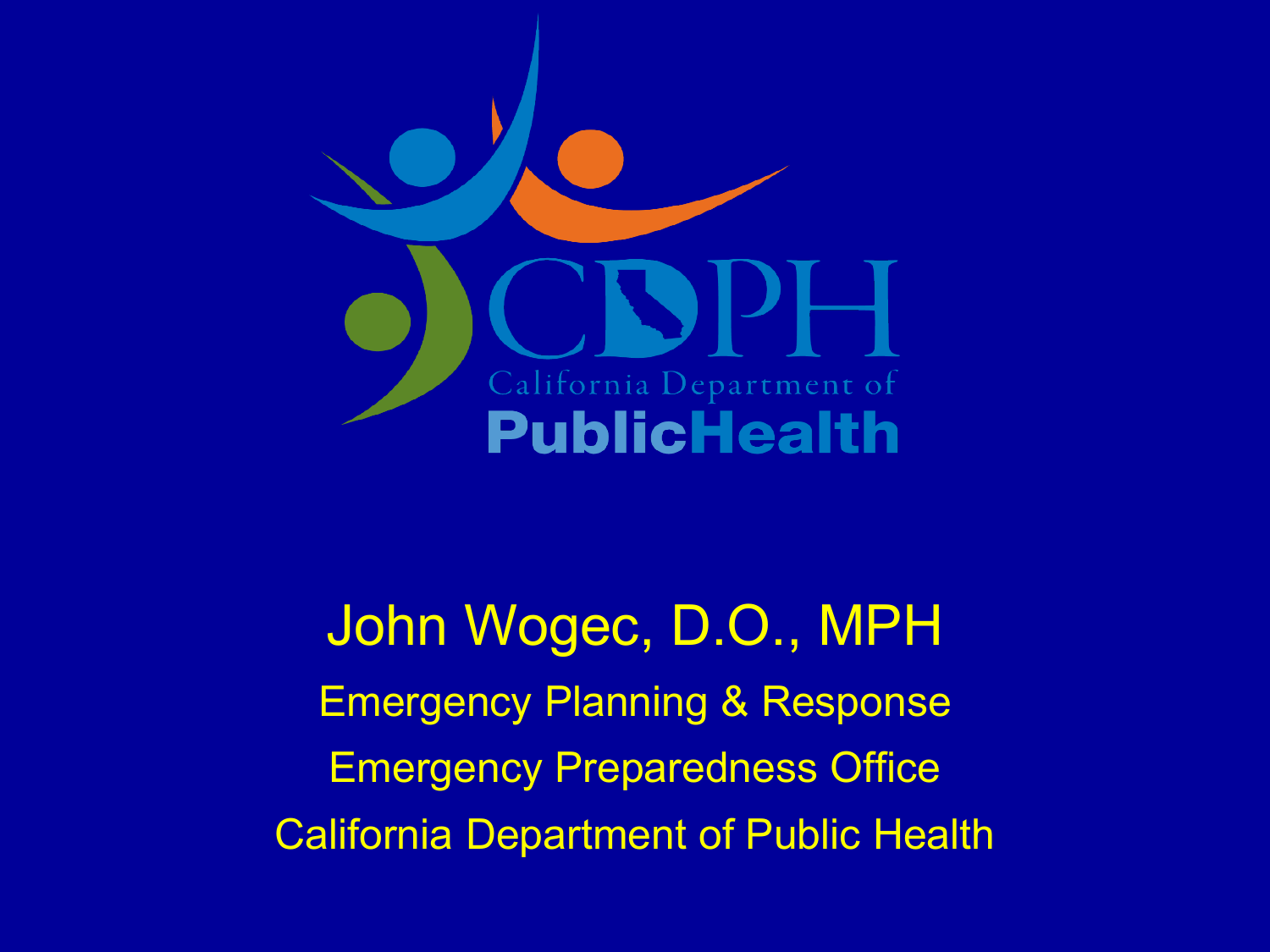CDPH

California Department of

PublicHealth

John Wogec, D.O., MPH

Emergency Planning & Response

Emergency Preparedness Office

California Department of Public Health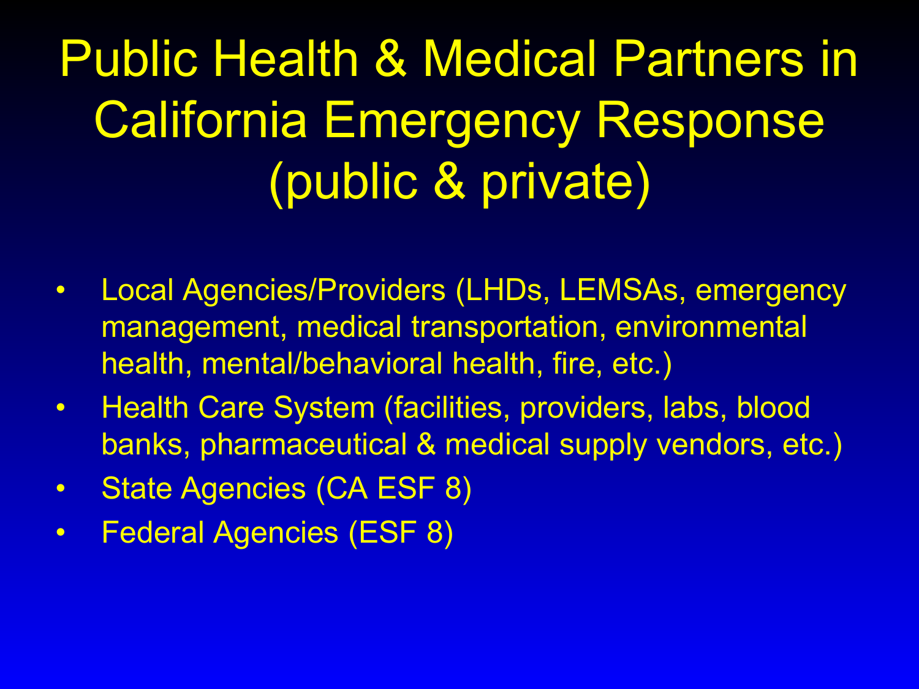# Public Health & Medical Partners in California Emergency Response (public & private)

- Local Agencies/Providers (LHDs, LEMSAs, emergency management, medical transportation, environmental health, mental/behavioral health, fire, etc.)
- Health Care System (facilities, providers, labs, blood banks, pharmaceutical & medical supply vendors, etc.)
- State Agencies (CA ESF 8)
- Federal Agencies (ESF 8)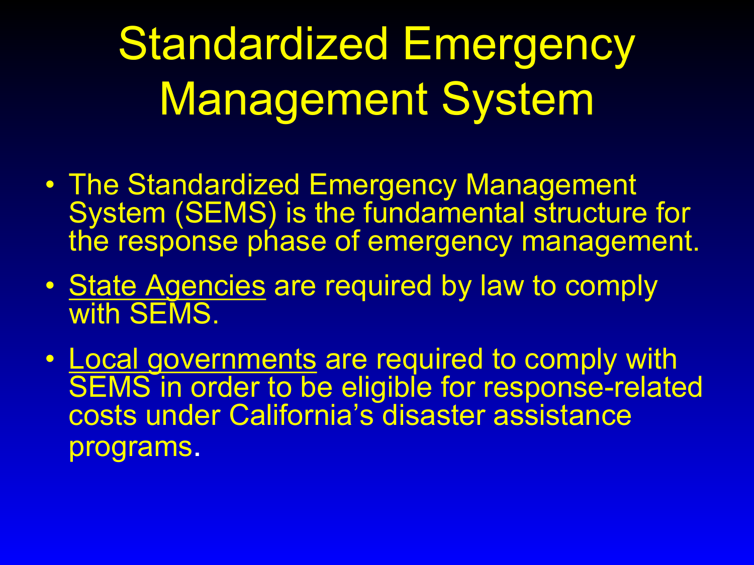# Standardized Emergency Management System

- The Standardized Emergency Management System (SEMS) is the fundamental structure for the response phase of emergency management.
- <u>State Agencies</u> are required by law to comply with SEMS.
- <u>Local governments</u> are required to comply with SEMS in order to be eligible for response-related costs under California's disaster assistance programs.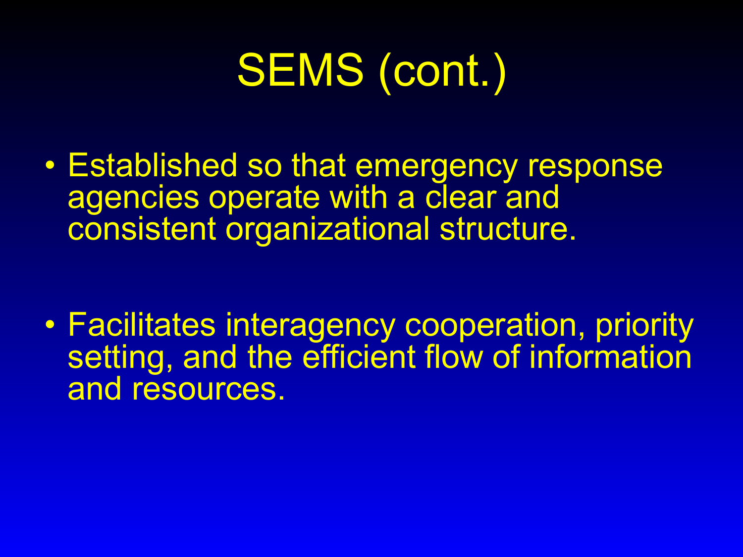# SEMS (cont.)

- Established so that emergency response agencies operate with a clear and consistent organizational structure.

- Facilitates interagency cooperation, priority setting, and the efficient flow of information and resources.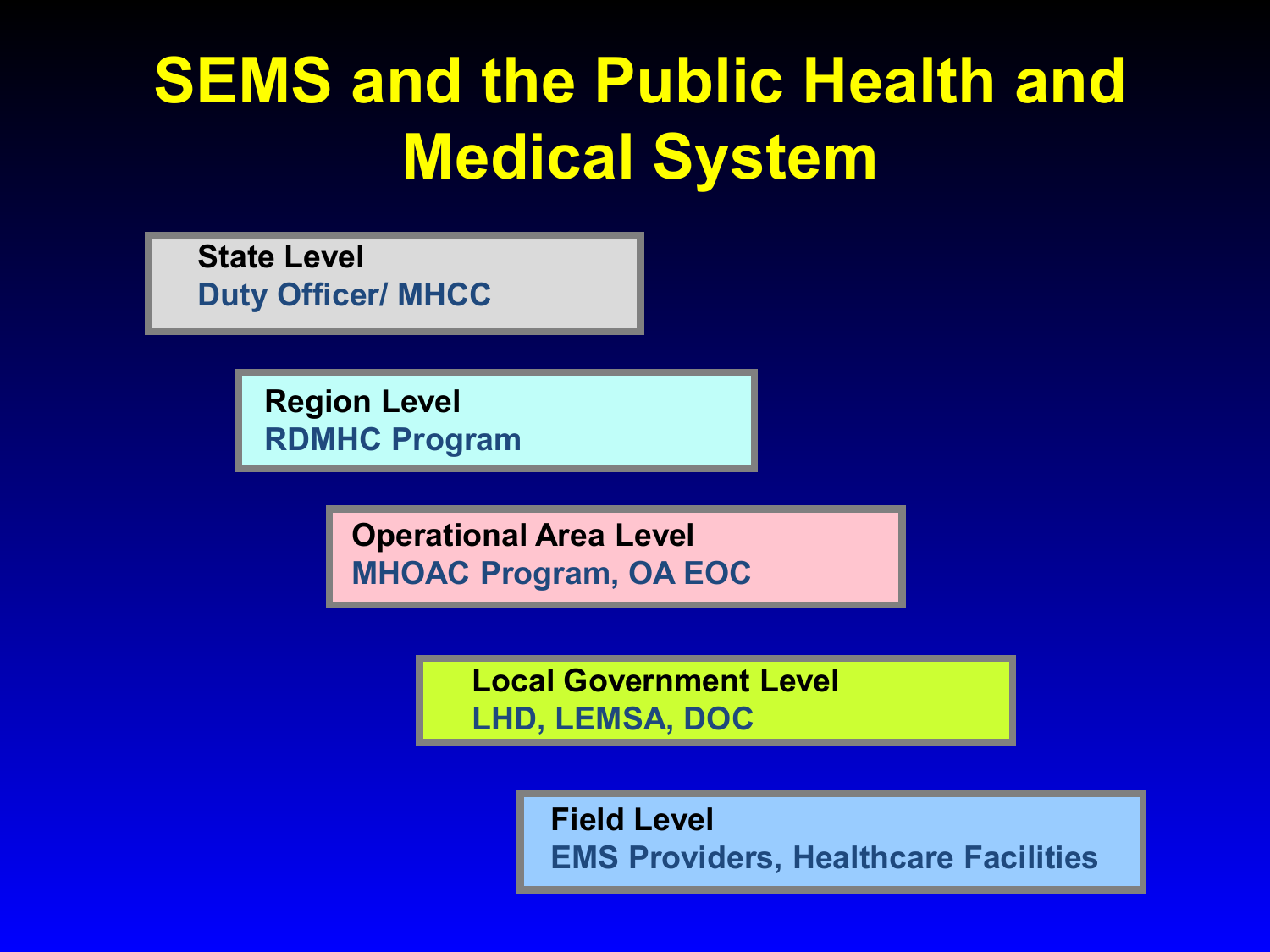# SEMS and the Public Health and Medical System

**State Level**
Duty Officer/ MHCC

**Region Level**
RDMHC Program

**Operational Area Level**
MHOAC Program, OA EOC

**Local Government Level**
LHD, LEMSA, DOC

**Field Level**
EMS Providers, Healthcare Facilities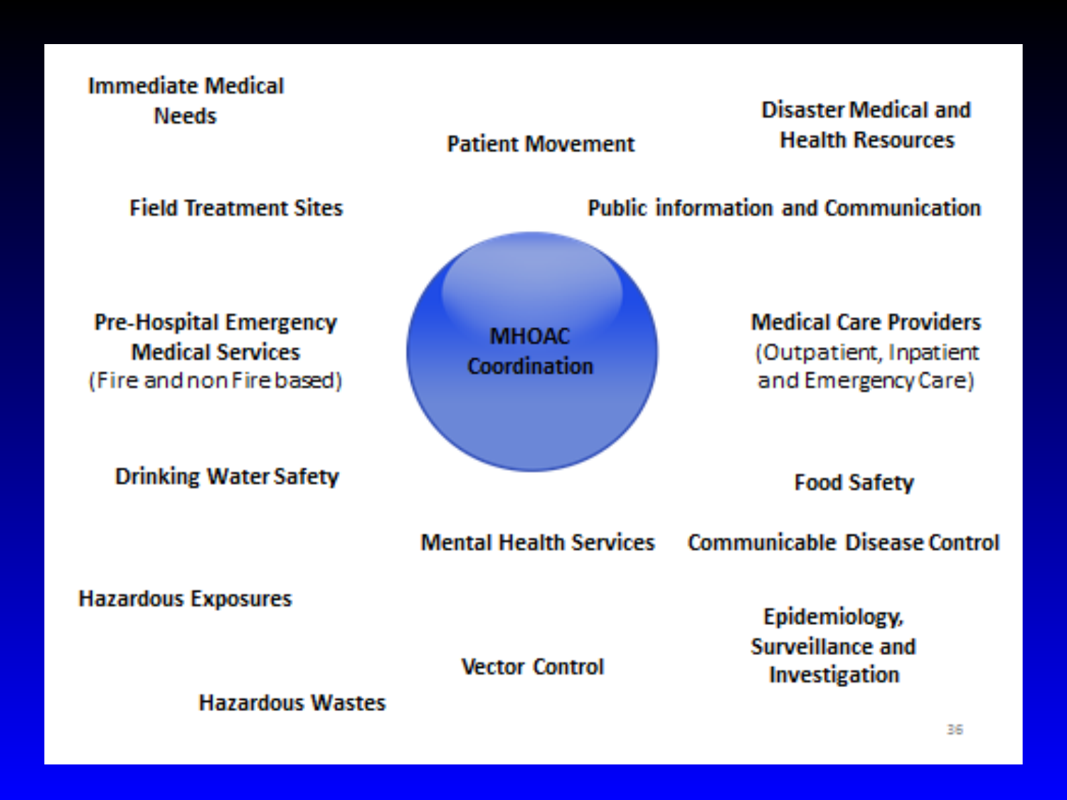**MHOAC Coordination**

- Immediate Medical Needs
- Patient Movement
- Disaster Medical and Health Resources
- Field Treatment Sites
- Public information and Communication
- Pre-Hospital Emergency Medical Services (Fire and non Fire based)
- Medical Care Providers (Outpatient, Inpatient and Emergency Care)
- Drinking Water Safety
- Food Safety
- Mental Health Services
- Communicable Disease Control
- Hazardous Exposures
- Epidemiology, Surveillance and Investigation
- Vector Control
- Hazardous Wastes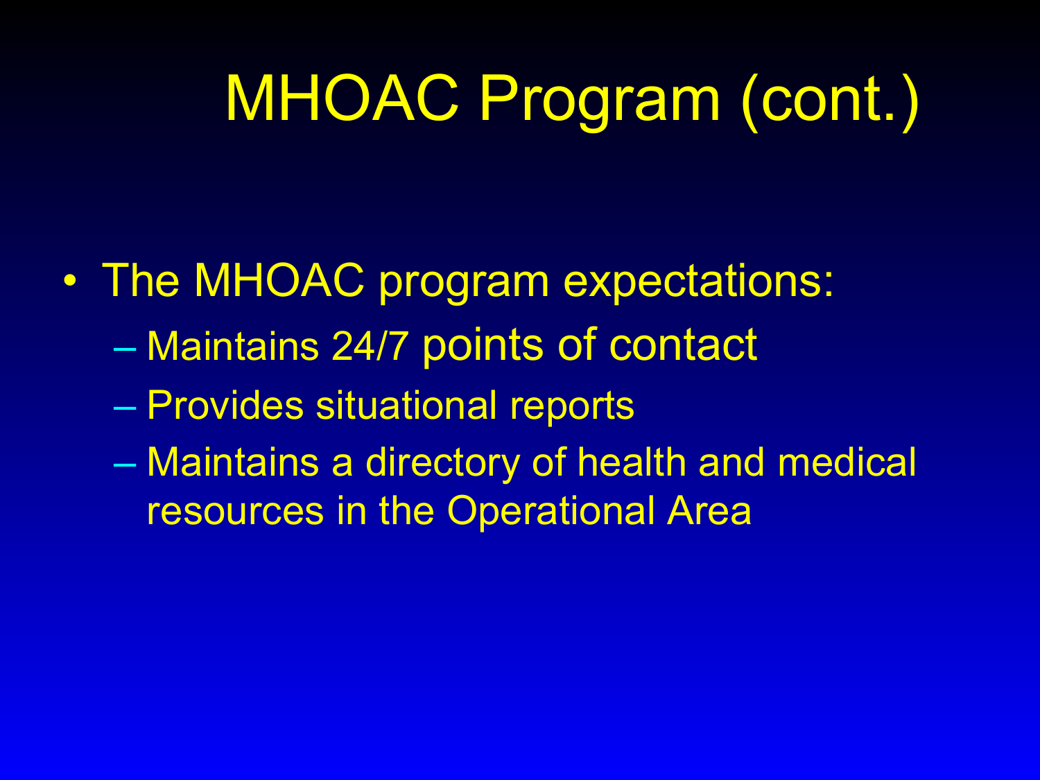# MHOAC Program (cont.)

- The MHOAC program expectations:
  - Maintains 24/7 points of contact
  - Provides situational reports
  - Maintains a directory of health and medical resources in the Operational Area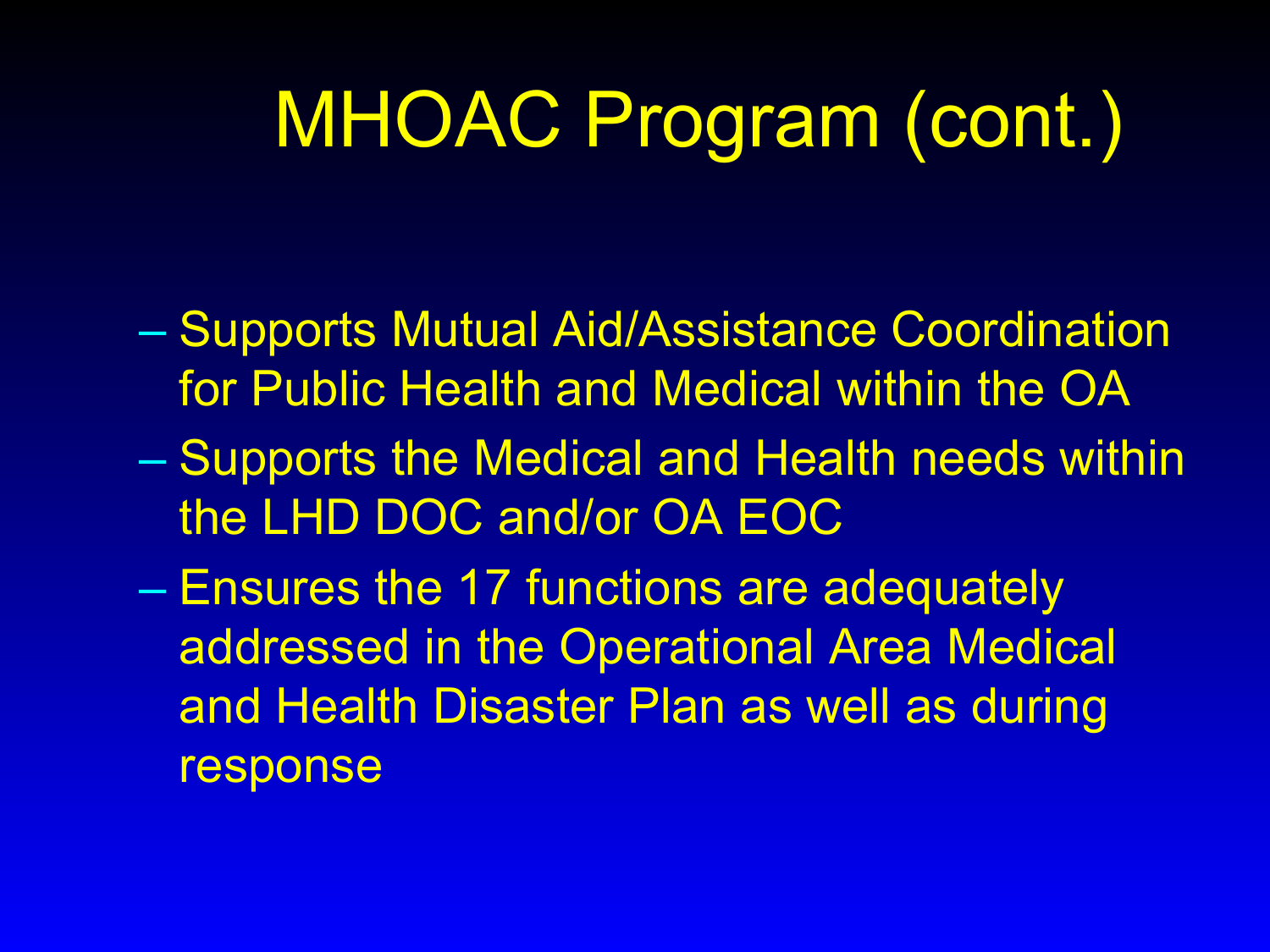# MHOAC Program (cont.)

- Supports Mutual Aid/Assistance Coordination for Public Health and Medical within the OA
- Supports the Medical and Health needs within the LHD DOC and/or OA EOC
- Ensures the 17 functions are adequately addressed in the Operational Area Medical and Health Disaster Plan as well as during response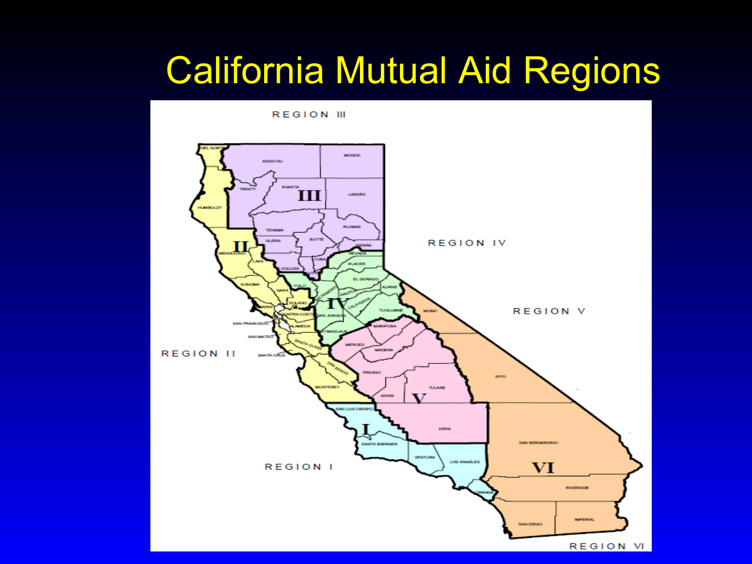# California Mutual Aid Regions

REGION III

REGION IV

REGION V

REGION II

REGION I

REGION VI

III

II

IV

V

I

VI

DEL NORTE

SISKIYOU

MODOC

TRINITY

SHASTA

LASSEN

HUMBOLDT

TEHAMA

PLUMAS

GLENN

BUTTE

SIERRA

MENDOCINO

YUBA

NEVADA

LAKE

COLUSA

SUTTER

PLACER

YOLO

SACRAMENTO

EL DORADO

SONOMA

NAPA

AMADOR

ALPINE

SOLANO

CALAVERAS

MARIN

CONTRA COSTA

SAN JOAQUIN

TUOLUMNE

MONO

SAN FRANCISCO

ALAMEDA

STANISLAUS

MARIPOSA

SAN MATEO

SANTA CLARA

MERCED

MADERA

SANTA CRUZ

SAN BENITO

FRESNO

INYO

MONTEREY

TULARE

KINGS

SAN LUIS OBISPO

KERN

SANTA BARBARA

SAN BERNARDINO

VENTURA

LOS ANGELES

ORANGE

RIVERSIDE

SAN DIEGO

IMPERIAL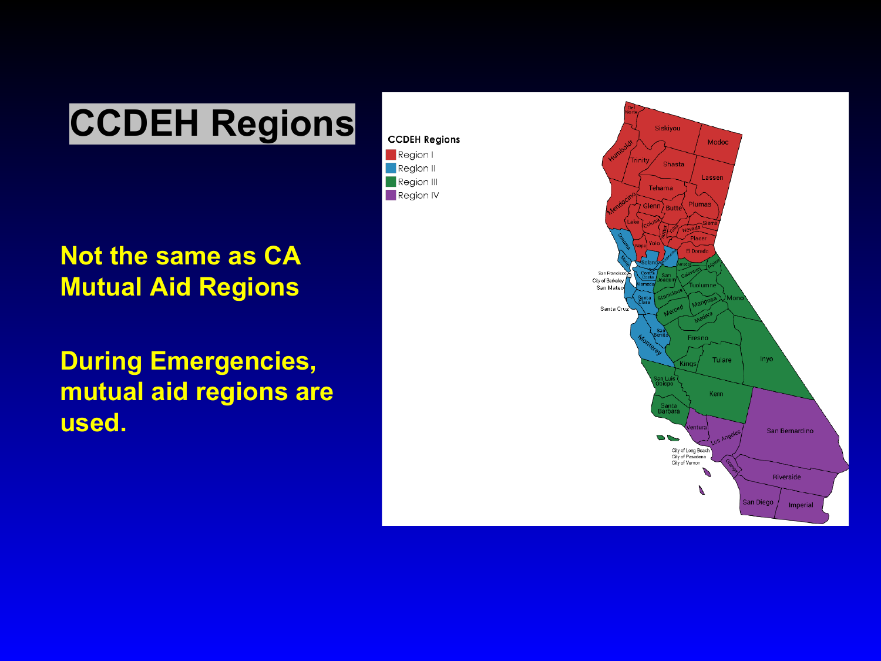# CCDEH Regions

**Not the same as CA Mutual Aid Regions**

**During Emergencies, mutual aid regions are used.**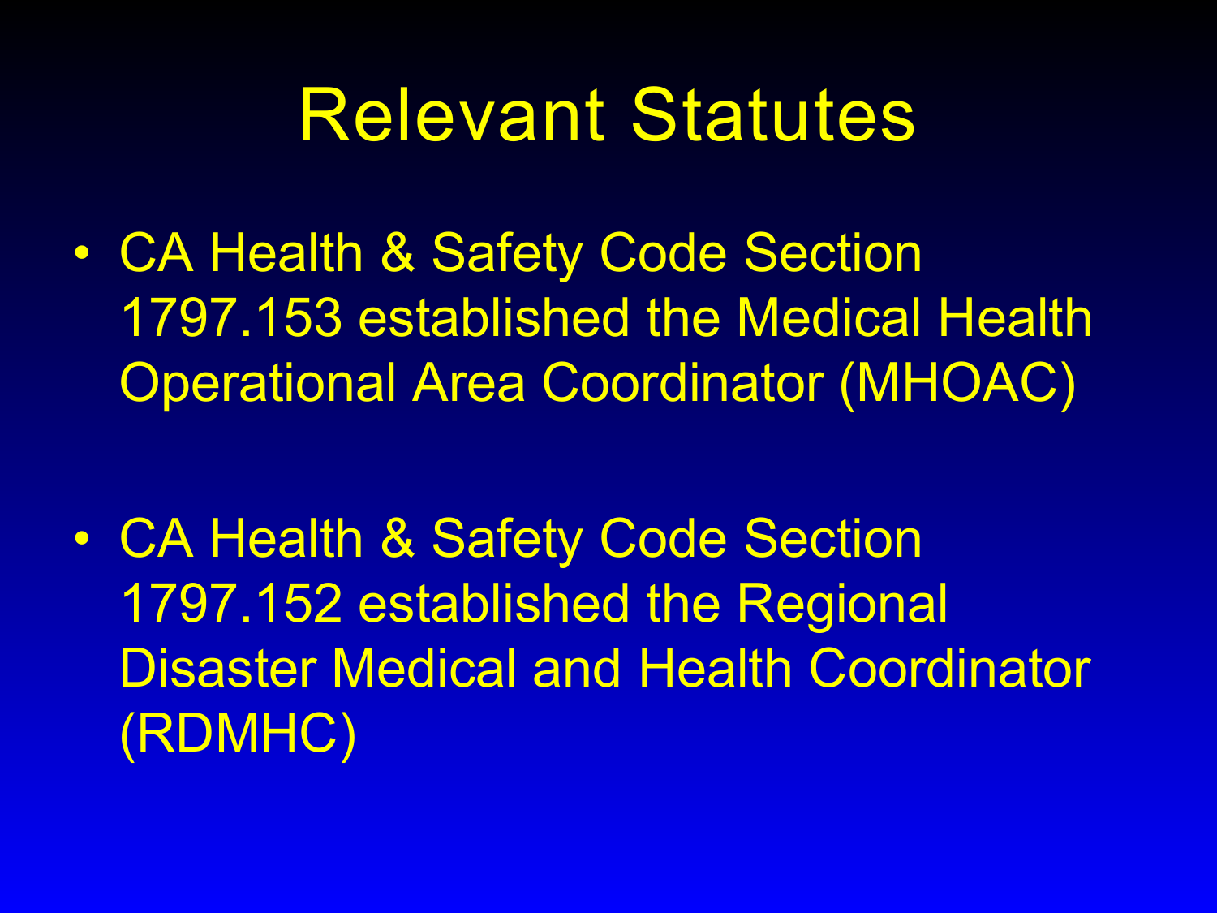# Relevant Statutes

- CA Health & Safety Code Section 1797.153 established the Medical Health Operational Area Coordinator (MHOAC)
- CA Health & Safety Code Section 1797.152 established the Regional Disaster Medical and Health Coordinator (RDMHC)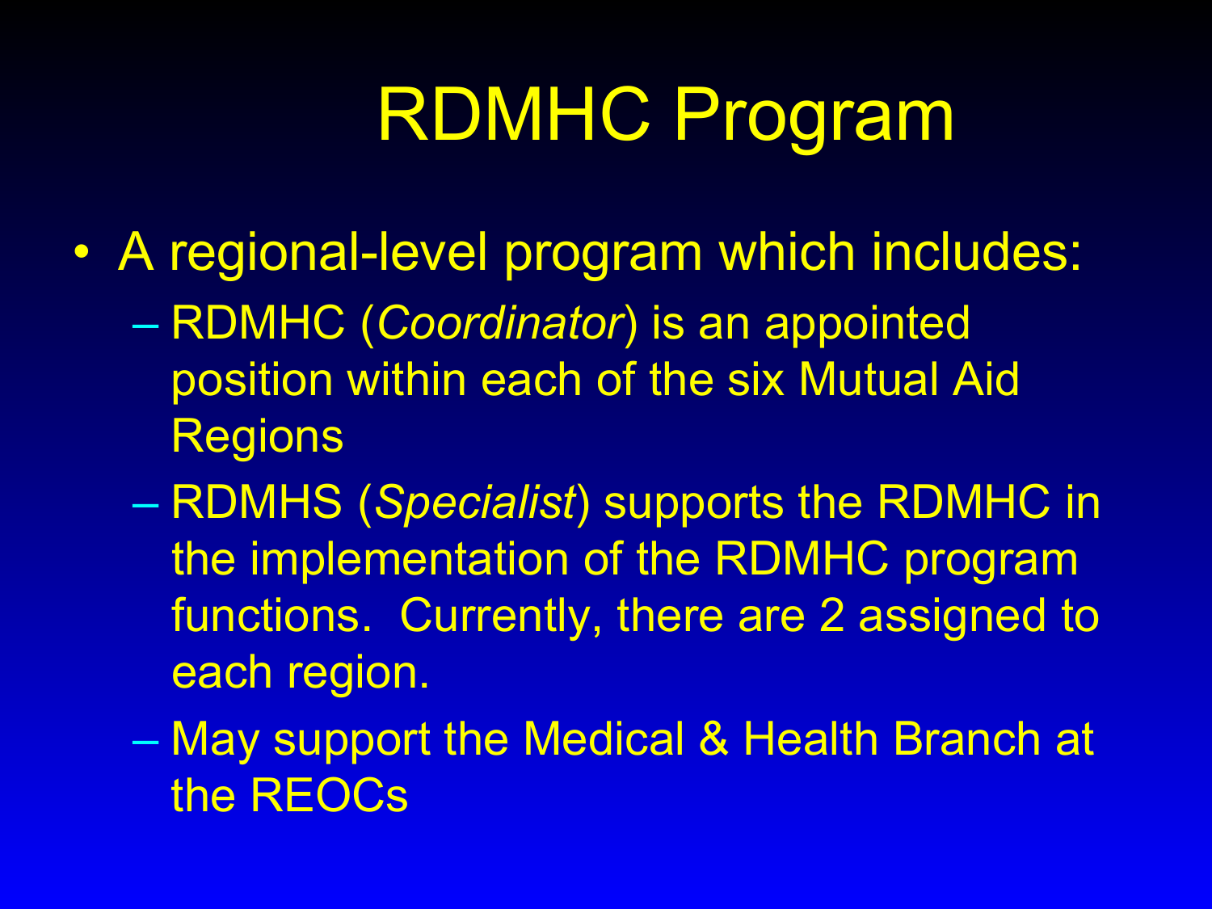# RDMHC Program

- A regional-level program which includes:
  - RDMHC (*Coordinator*) is an appointed position within each of the six Mutual Aid Regions
  - RDMHS (*Specialist*) supports the RDMHC in the implementation of the RDMHC program functions. Currently, there are 2 assigned to each region.
  - May support the Medical & Health Branch at the REOCs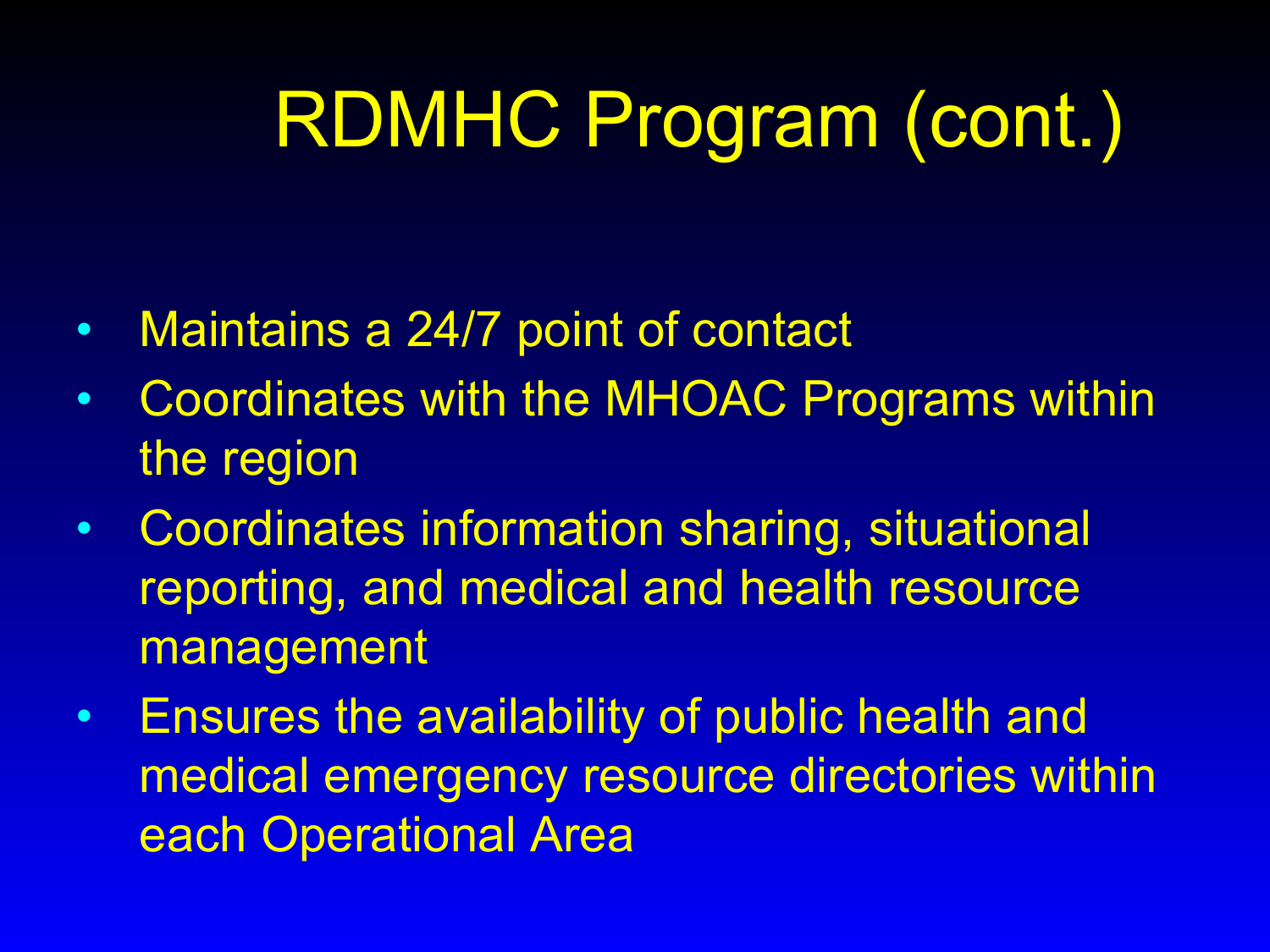# RDMHC Program (cont.)

- Maintains a 24/7 point of contact
- Coordinates with the MHOAC Programs within the region
- Coordinates information sharing, situational reporting, and medical and health resource management
- Ensures the availability of public health and medical emergency resource directories within each Operational Area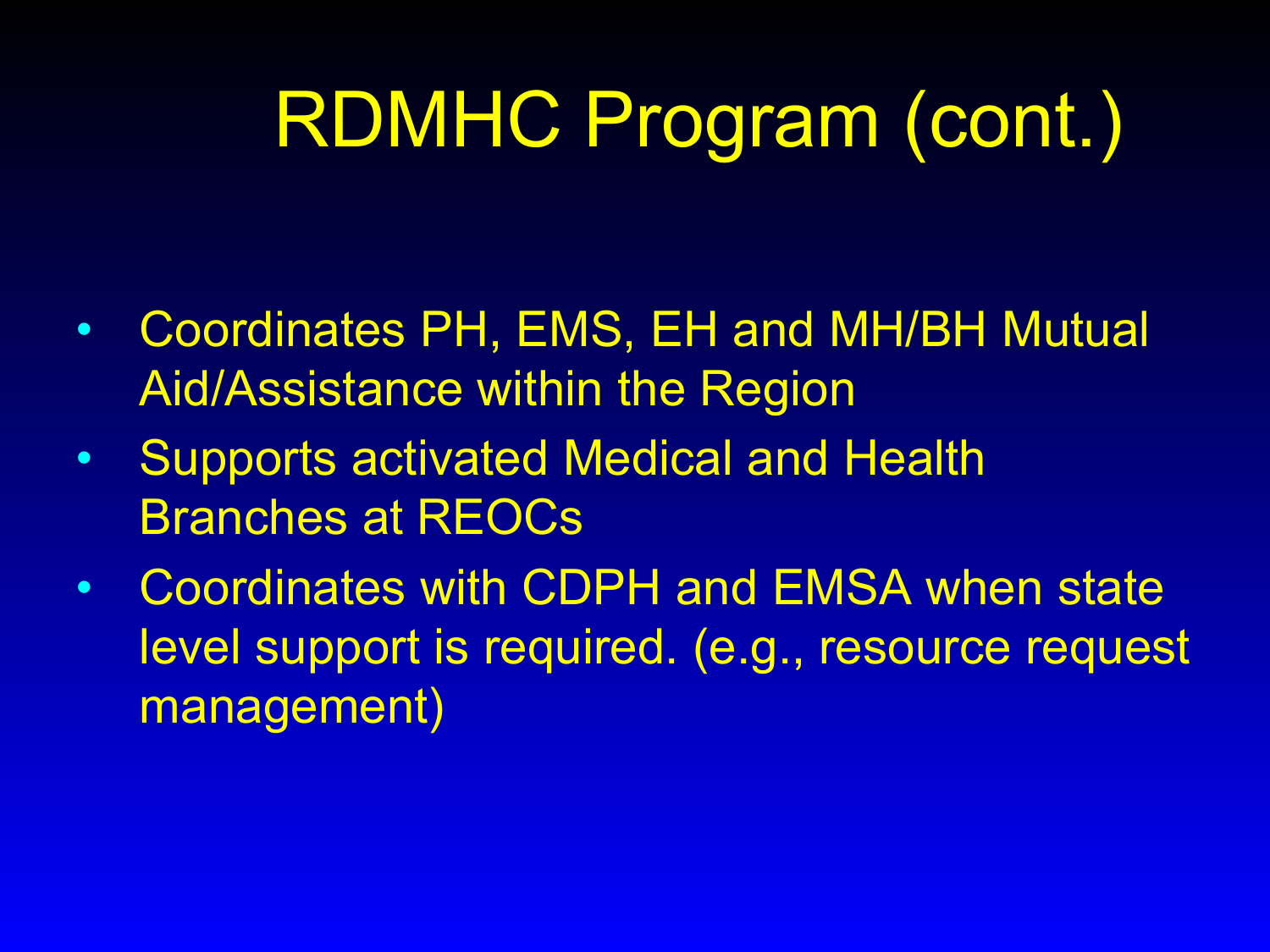# RDMHC Program (cont.)

- Coordinates PH, EMS, EH and MH/BH Mutual Aid/Assistance within the Region
- Supports activated Medical and Health Branches at REOCs
- Coordinates with CDPH and EMSA when state level support is required. (e.g., resource request management)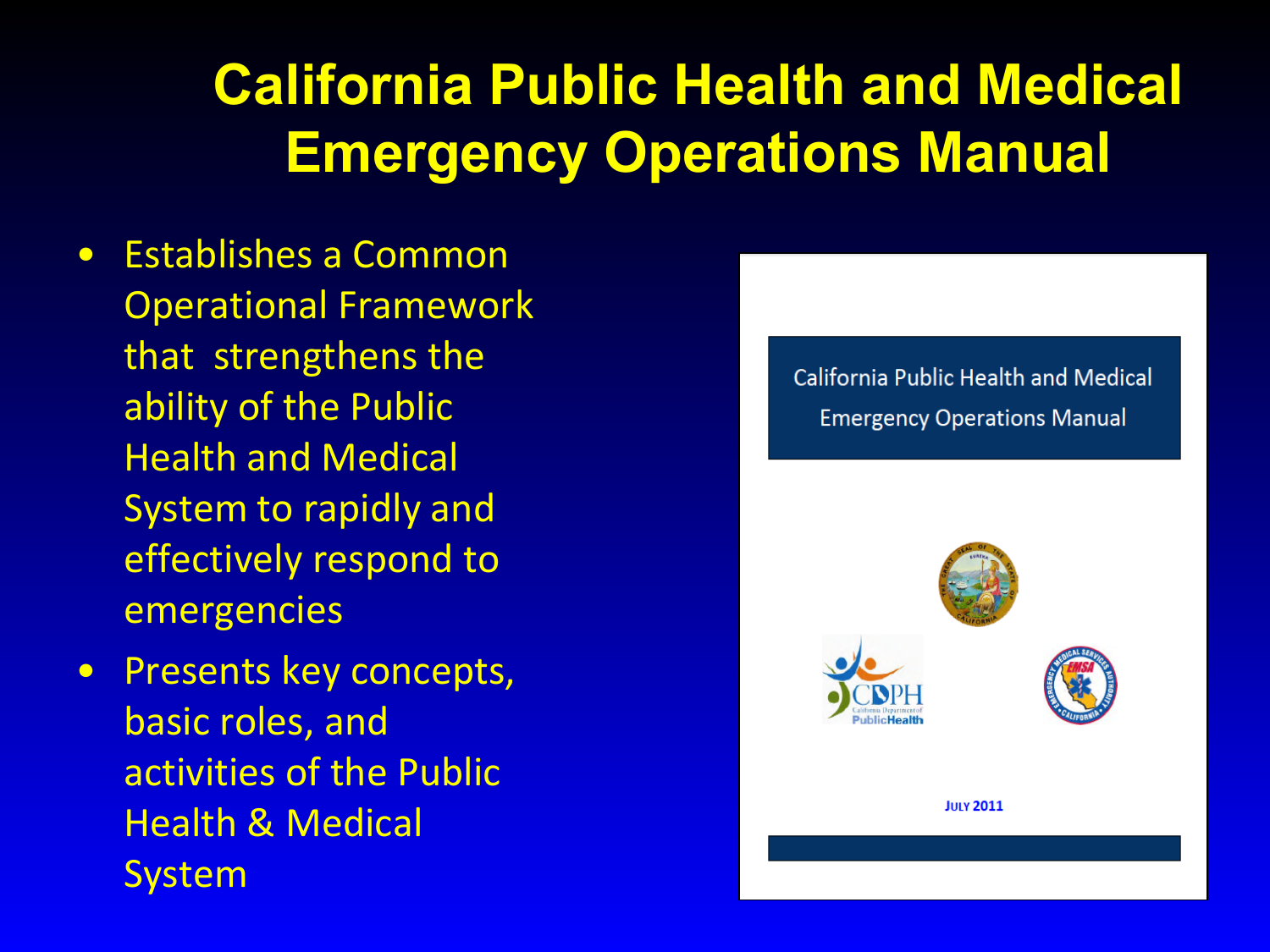# California Public Health and Medical Emergency Operations Manual

- Establishes a Common Operational Framework that strengthens the ability of the Public Health and Medical System to rapidly and effectively respond to emergencies
- Presents key concepts, basic roles, and activities of the Public Health & Medical System

California Public Health and Medical Emergency Operations Manual

JULY 2011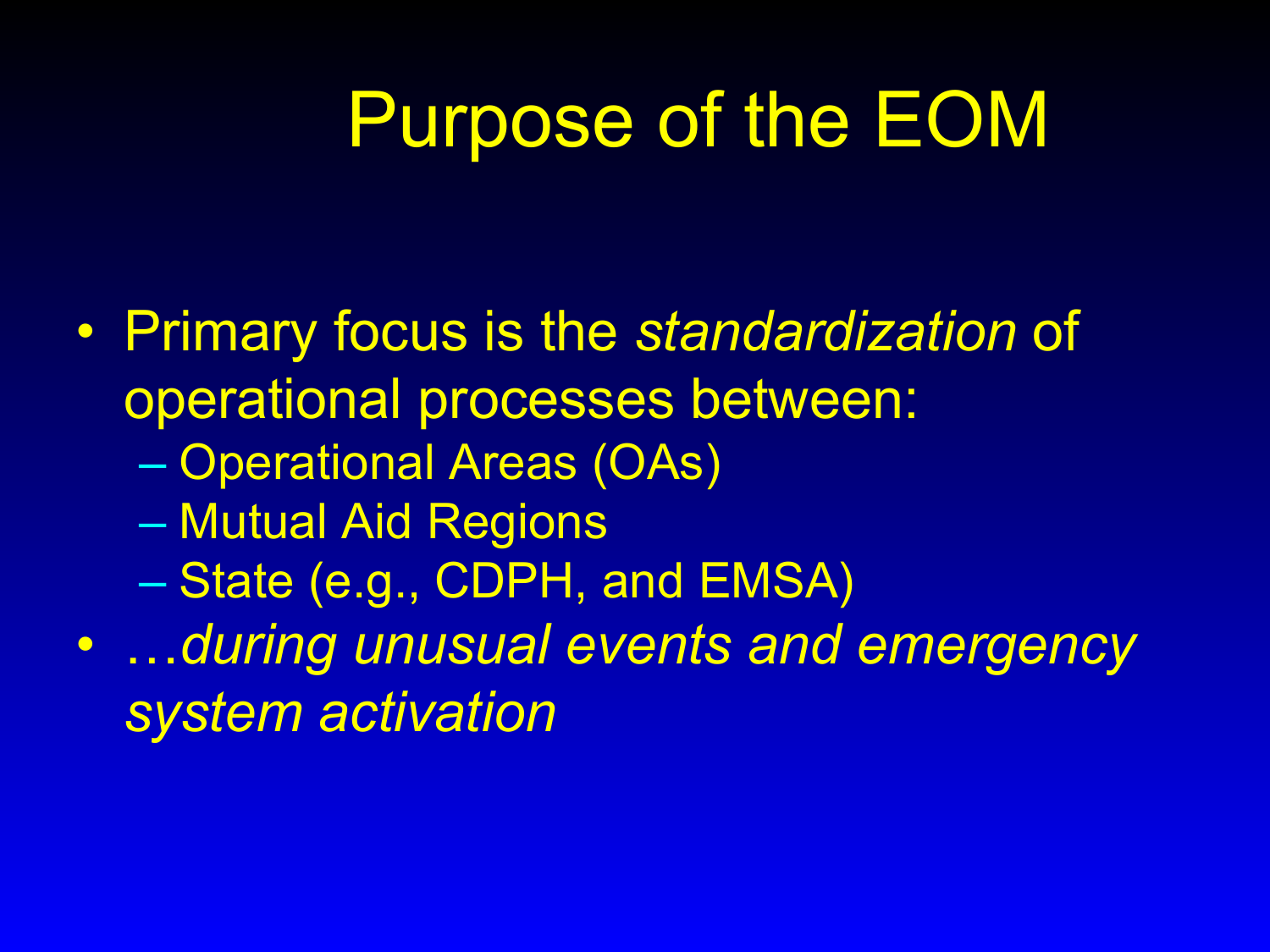# Purpose of the EOM

- Primary focus is the *standardization* of operational processes between:
  - Operational Areas (OAs)
  - Mutual Aid Regions
  - State (e.g., CDPH, and EMSA)
- …*during unusual events and emergency system activation*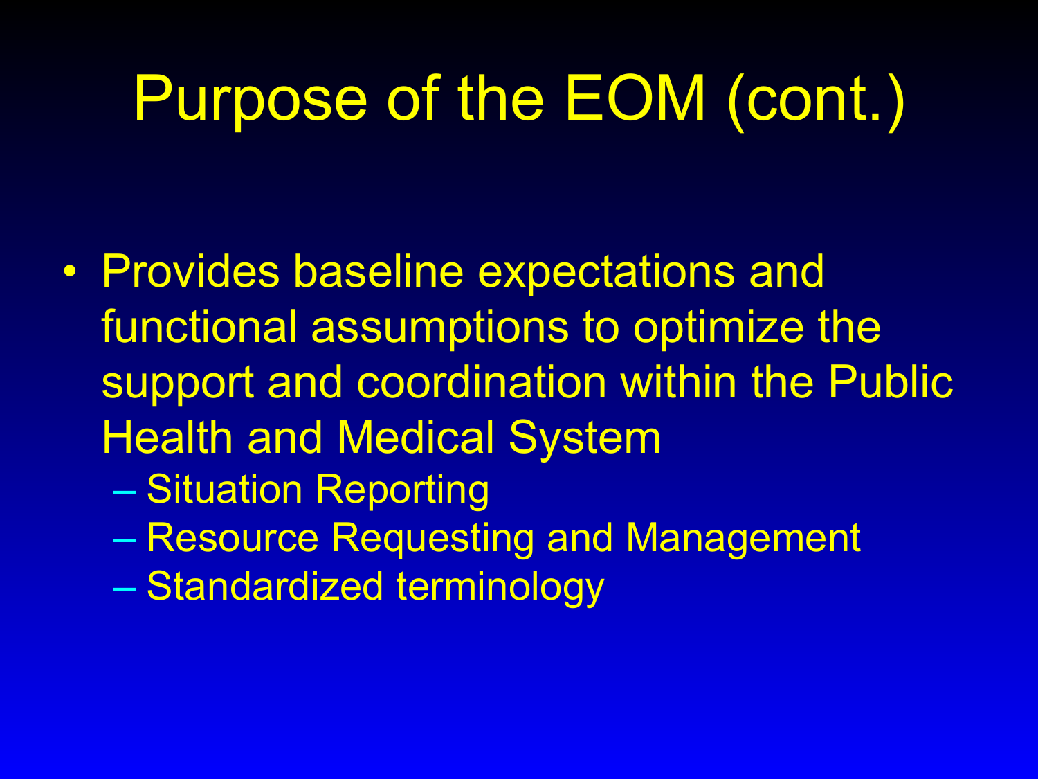# Purpose of the EOM (cont.)

- Provides baseline expectations and functional assumptions to optimize the support and coordination within the Public Health and Medical System
  - Situation Reporting
  - Resource Requesting and Management
  - Standardized terminology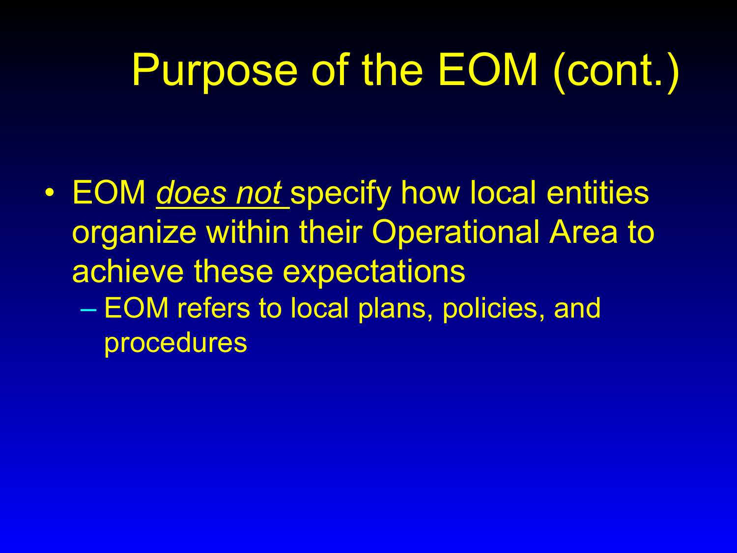# Purpose of the EOM (cont.)

- EOM *does not* specify how local entities organize within their Operational Area to achieve these expectations
  - EOM refers to local plans, policies, and procedures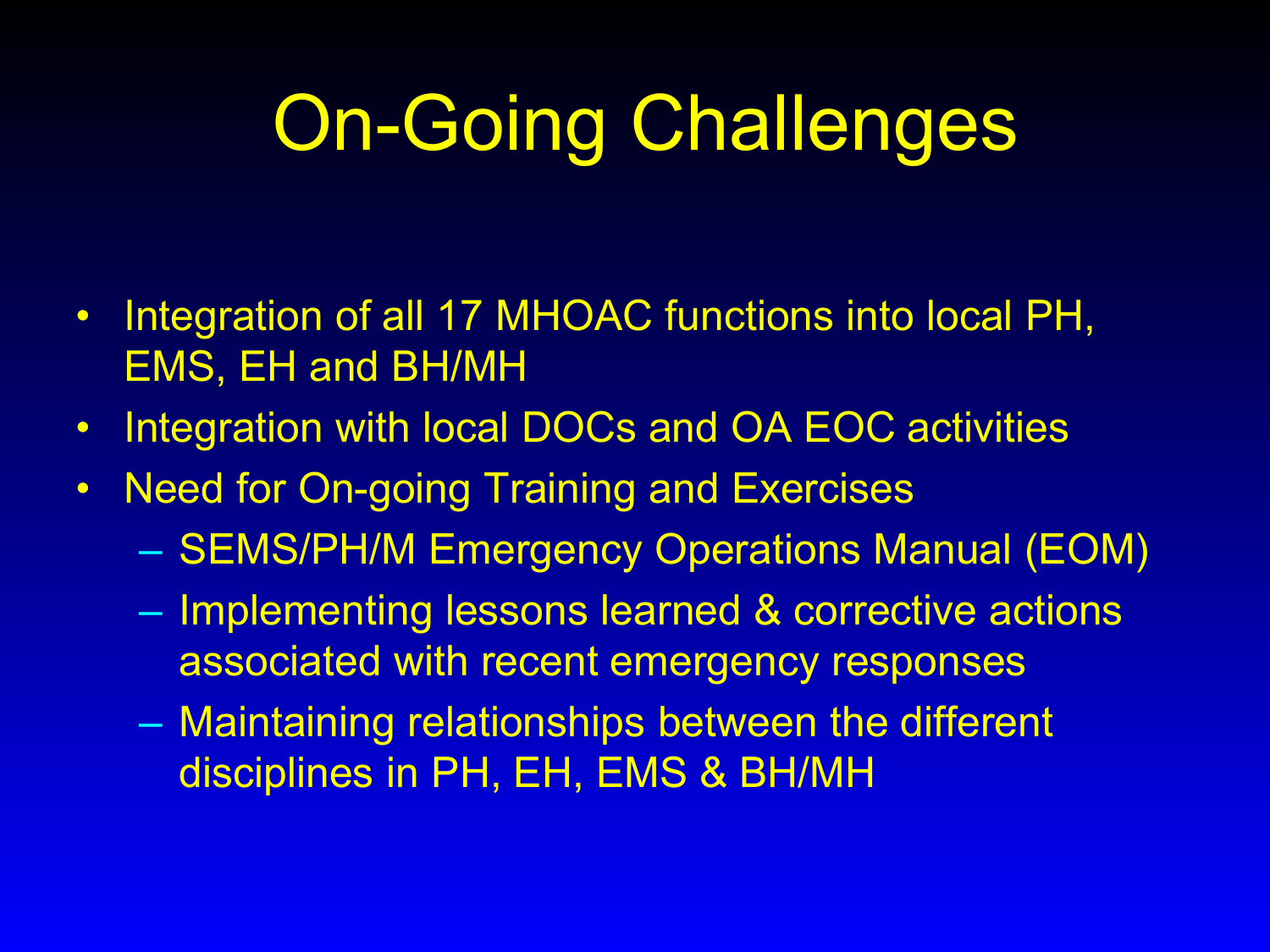# On-Going Challenges

- Integration of all 17 MHOAC functions into local PH, EMS, EH and BH/MH
- Integration with local DOCs and OA EOC activities
- Need for On-going Training and Exercises
  - SEMS/PH/M Emergency Operations Manual (EOM)
  - Implementing lessons learned & corrective actions associated with recent emergency responses
  - Maintaining relationships between the different disciplines in PH, EH, EMS & BH/MH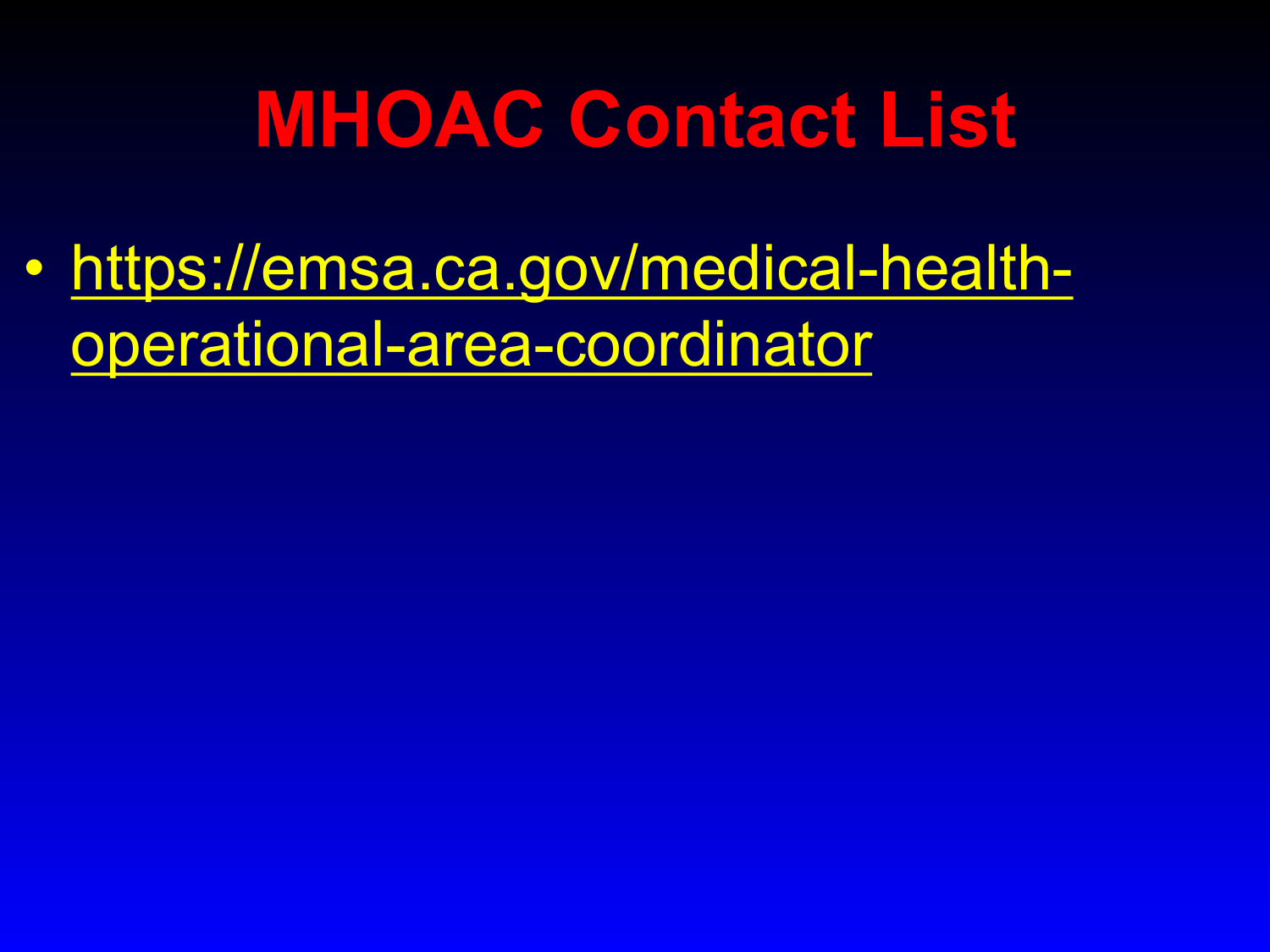# MHOAC Contact List

- https://emsa.ca.gov/medical-health-operational-area-coordinator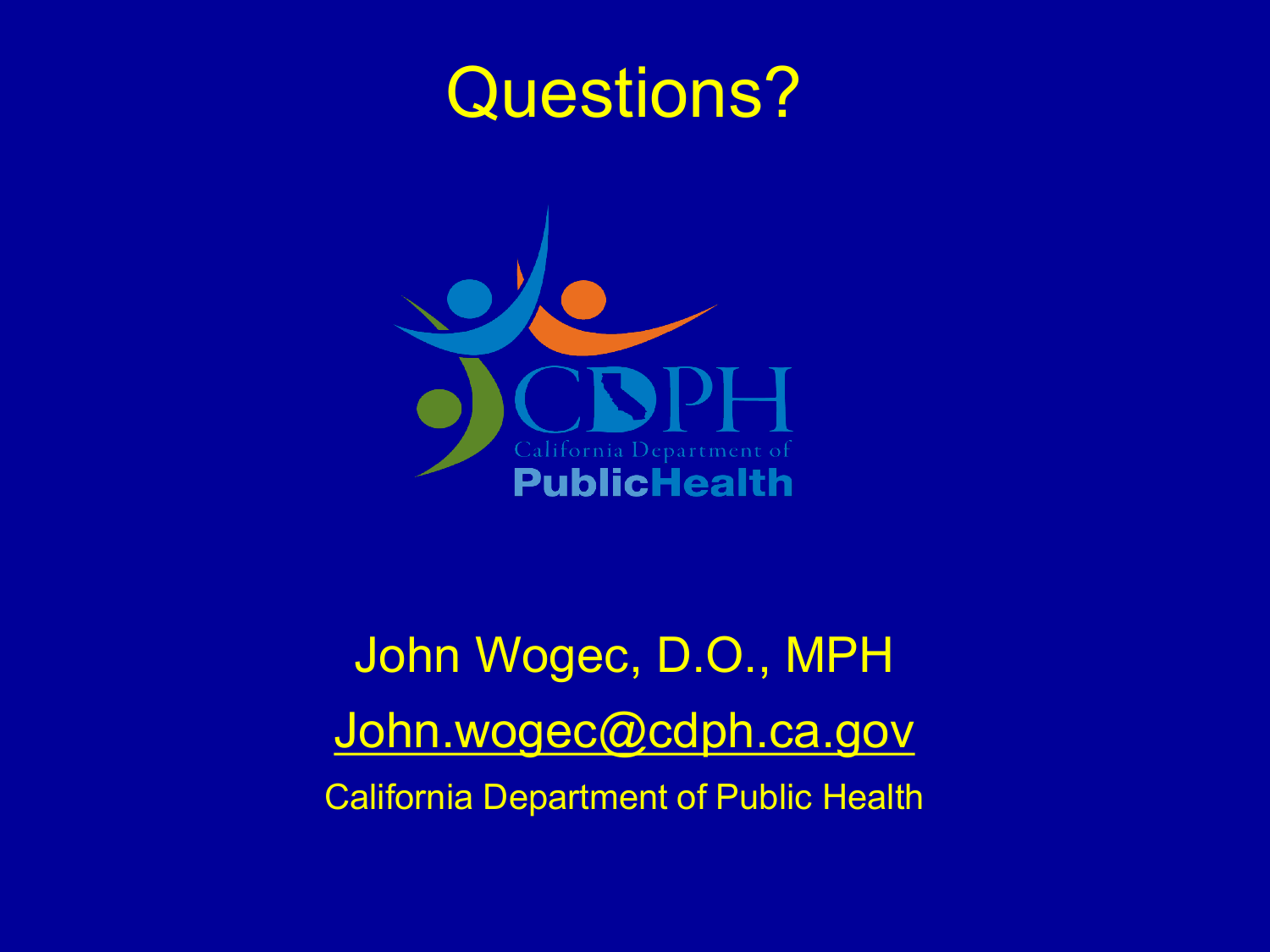# Questions?

John Wogec, D.O., MPH

John.wogec@cdph.ca.gov

California Department of Public Health